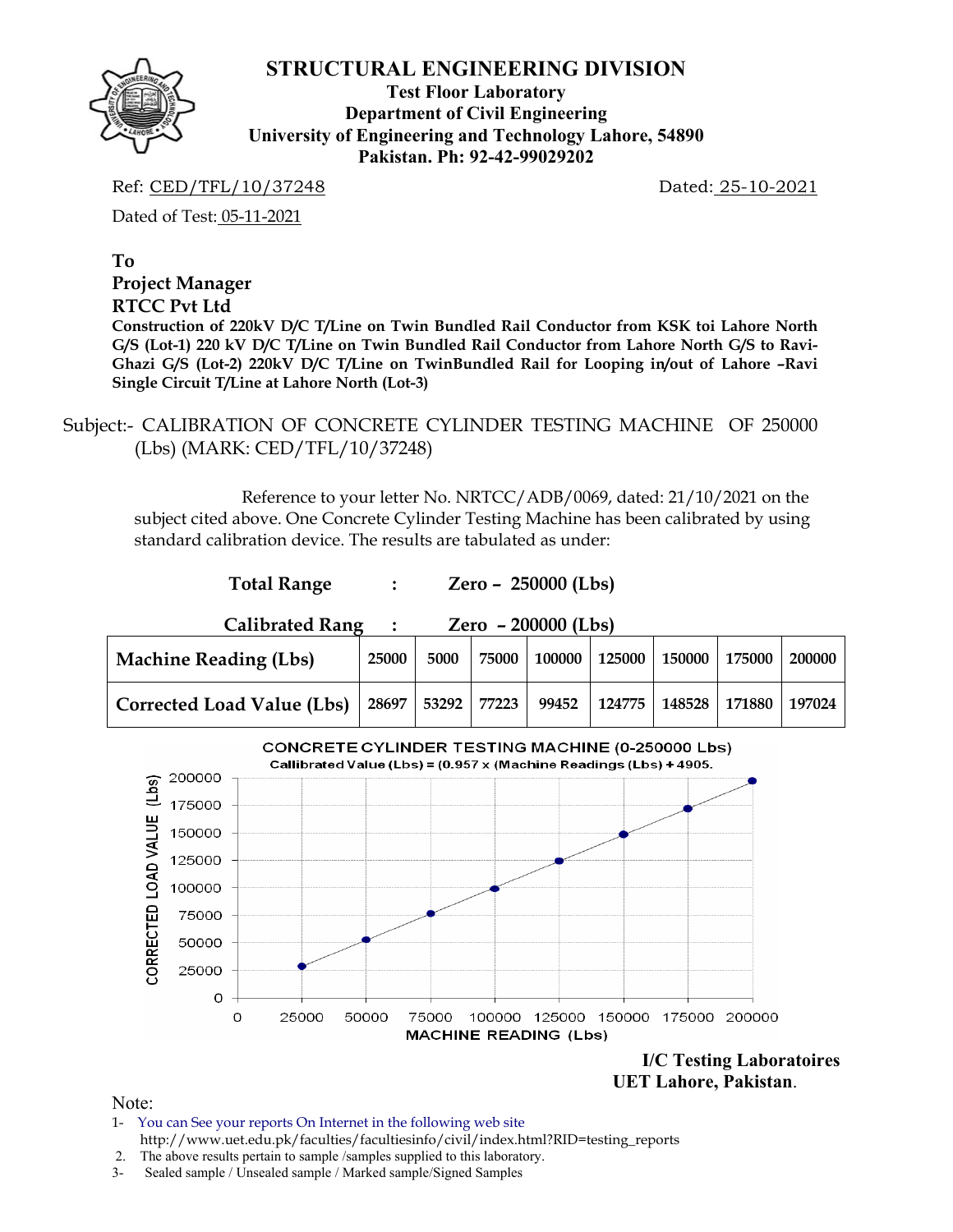# STRUCTURAL ENGINEERING DIVISION

**Test Floor Laboratory**
**Department of Civil Engineering**
**University of Engineering and Technology Lahore, 54890**
**Pakistan. Ph: 92-42-99029202**

Ref: CED/TFL/10/37248 Dated: 25-10-2021

Dated of Test: 05-11-2021

**To**
**Project Manager**
**RTCC Pvt Ltd**
**Construction of 220kV D/C T/Line on Twin Bundled Rail Conductor from KSK toi Lahore North G/S (Lot-1) 220 kV D/C T/Line on Twin Bundled Rail Conductor from Lahore North G/S to Ravi-Ghazi G/S (Lot-2) 220kV D/C T/Line on TwinBundled Rail for Looping in/out of Lahore –Ravi Single Circuit T/Line at Lahore North (Lot-3)**

Subject:- CALIBRATION OF CONCRETE CYLINDER TESTING MACHINE OF 250000 (Lbs) (MARK: CED/TFL/10/37248)

Reference to your letter No. NRTCC/ADB/0069, dated: 21/10/2021 on the subject cited above. One Concrete Cylinder Testing Machine has been calibrated by using standard calibration device. The results are tabulated as under:

**Total Range : Zero – 250000 (Lbs)**

**Calibrated Rang : Zero – 200000 (Lbs)**

| **Machine Reading (Lbs)** | 25000 | 5000 | 75000 | 100000 | 125000 | 150000 | 175000 | 200000 |
|---|---|---|---|---|---|---|---|---|
| **Corrected Load Value (Lbs)** | 28697 | 53292 | 77223 | 99452 | 124775 | 148528 | 171880 | 197024 |

CONCRETE CYLINDER TESTING MACHINE (0-250000 Lbs)
Callibrated Value (Lbs) = (0.957 x (Machine Readings (Lbs) + 4905.

**I/C Testing Laboratoires**
**UET Lahore, Pakistan**.

Note:

1- You can See your reports On Internet in the following web site http://www.uet.edu.pk/faculties/facultiesinfo/civil/index.html?RID=testing_reports
2. The above results pertain to sample /samples supplied to this laboratory.
3- Sealed sample / Unsealed sample / Marked sample/Signed Samples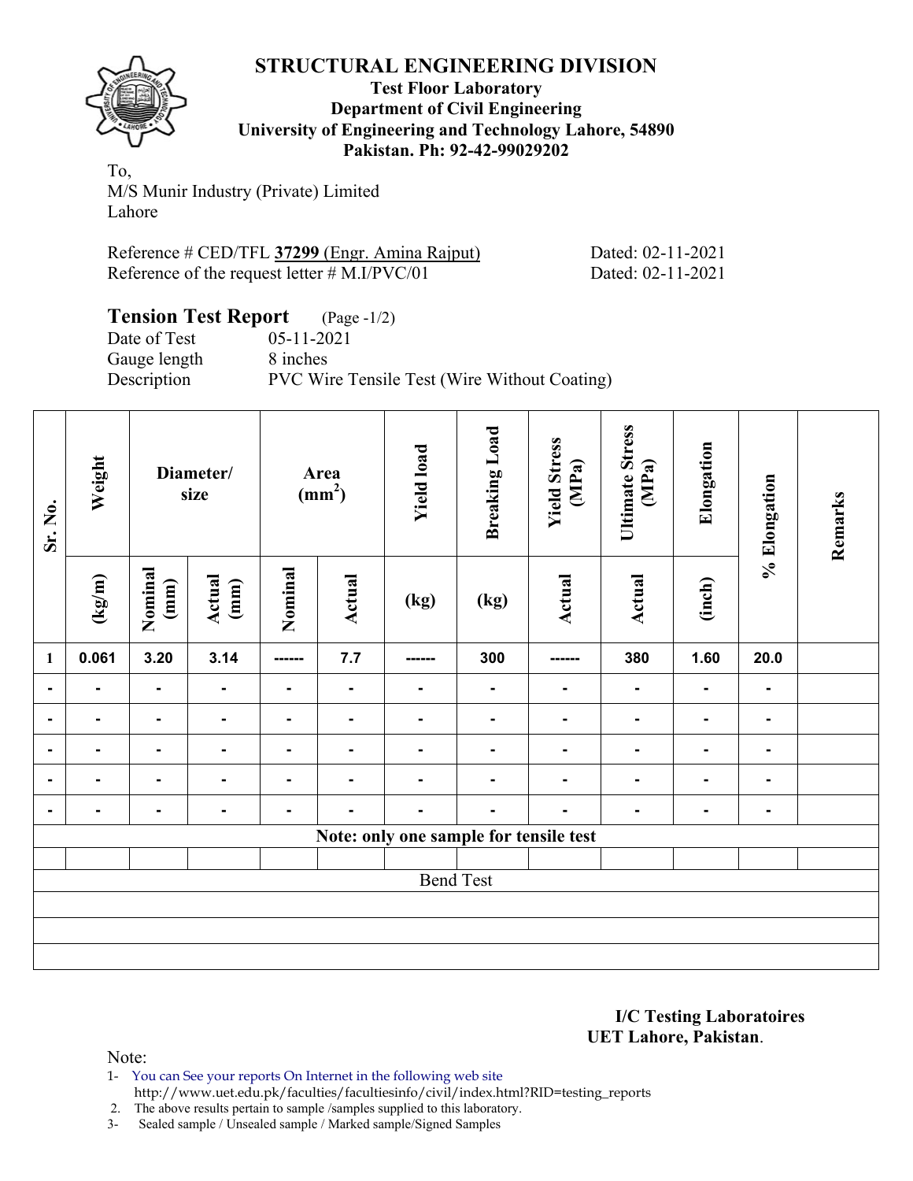# STRUCTURAL ENGINEERING DIVISION

**Test Floor Laboratory**
**Department of Civil Engineering**
**University of Engineering and Technology Lahore, 54890**
**Pakistan. Ph: 92-42-99029202**

To,
M/S Munir Industry (Private) Limited
Lahore

Reference # CED/TFL **37299** (Engr. Amina Rajput) Dated: 02-11-2021
Reference of the request letter # M.I/PVC/01 Dated: 02-11-2021

## Tension Test Report (Page -1/2)

Date of Test 05-11-2021
Gauge length 8 inches
Description PVC Wire Tensile Test (Wire Without Coating)

| Sr. No. | Weight | Diameter/ size | | Area ($mm^2$) | | Yield load | Breaking Load | Yield Stress (MPa) | Ultimate Stress (MPa) | Elongation | % Elongation | Remarks |
|---|---|---|---|---|---|---|---|---|---|---|---|---|
| | (kg/m) | Nominal (mm) | Actual (mm) | Nominal | Actual | (kg) | (kg) | Actual | Actual | (inch) | | |
| 1 | 0.061 | 3.20 | 3.14 | ------ | 7.7 | ------ | 300 | ------ | 380 | 1.60 | 20.0 | |
| - | - | - | - | - | - | - | - | - | - | - | - | |
| - | - | - | - | - | - | - | - | - | - | - | - | |
| - | - | - | - | - | - | - | - | - | - | - | - | |
| - | - | - | - | - | - | - | - | - | - | - | - | |
| - | - | - | - | - | - | - | - | - | - | - | - | |
| Note: only one sample for tensile test | | | | | | | | | | | | |
| | | | | | | | | | | | | |
| Bend Test | | | | | | | | | | | | |

**I/C Testing Laboratoires**
**UET Lahore, Pakistan**.

Note:
1- You can See your reports On Internet in the following web site
http://www.uet.edu.pk/faculties/facultiesinfo/civil/index.html?RID=testing_reports
2. The above results pertain to sample /samples supplied to this laboratory.
3- Sealed sample / Unsealed sample / Marked sample/Signed Samples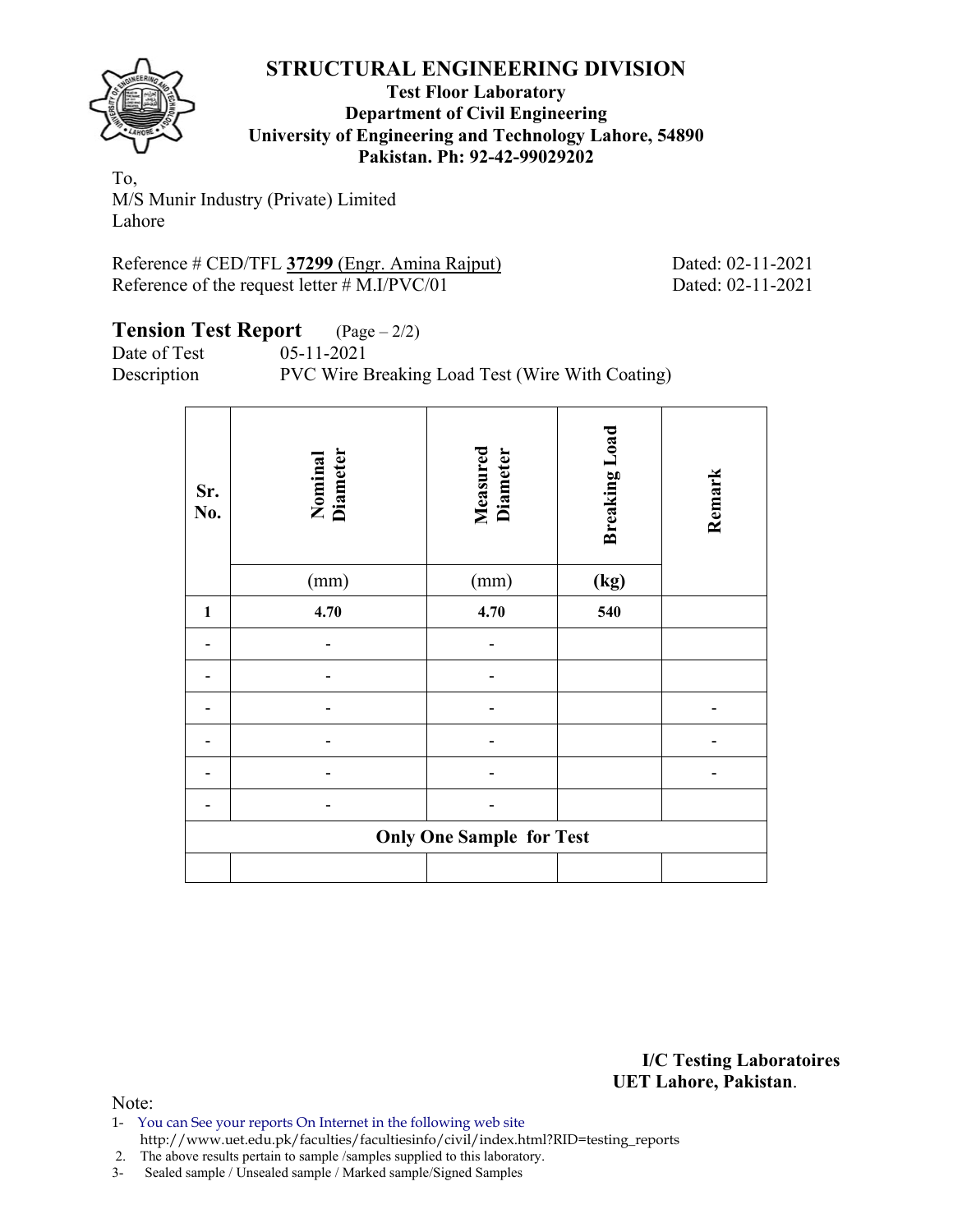# STRUCTURAL ENGINEERING DIVISION

**Test Floor Laboratory**
**Department of Civil Engineering**
**University of Engineering and Technology Lahore, 54890**
**Pakistan. Ph: 92-42-99029202**

To,
M/S Munir Industry (Private) Limited
Lahore

Reference # CED/TFL **37299** (Engr. Amina Rajput) Dated: 02-11-2021
Reference of the request letter # M.I/PVC/01 Dated: 02-11-2021

## Tension Test Report (Page – 2/2)

Date of Test 05-11-2021
Description PVC Wire Breaking Load Test (Wire With Coating)

| Sr. No. | Nominal Diameter | Measured Diameter | Breaking Load | Remark |
|---|---|---|---|---|
| | (mm) | (mm) | **(kg)** | |
| **1** | **4.70** | **4.70** | **540** | |
| - | - | - | | |
| - | - | - | | |
| - | - | - | | - |
| - | - | - | | - |
| - | - | - | | - |
| - | - | - | | |
| **Only One Sample for Test** | | | | |
| | | | | |

**I/C Testing Laboratoires**
**UET Lahore, Pakistan**.

Note:
1- You can See your reports On Internet in the following web site
http://www.uet.edu.pk/faculties/facultiesinfo/civil/index.html?RID=testing_reports
2. The above results pertain to sample /samples supplied to this laboratory.
3- Sealed sample / Unsealed sample / Marked sample/Signed Samples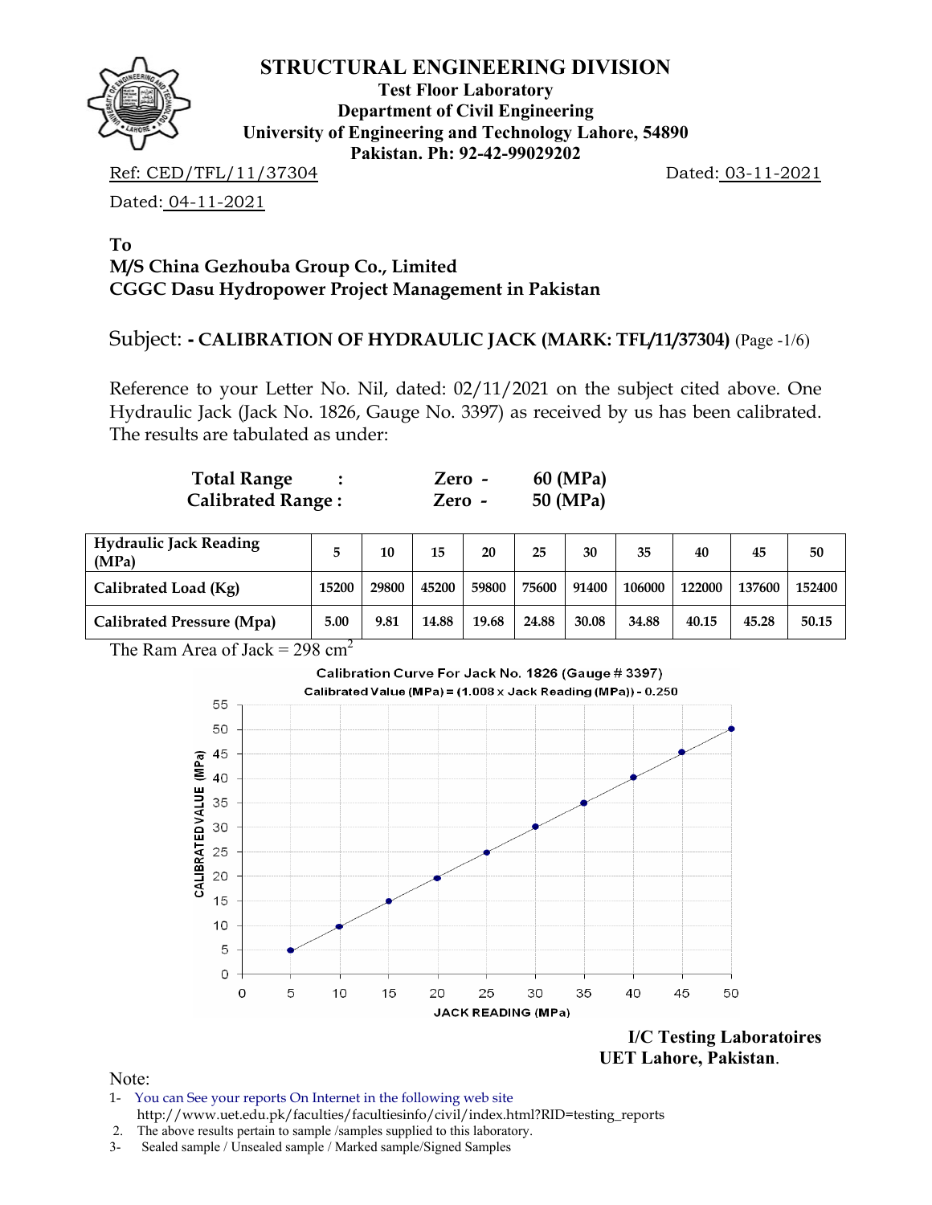# STRUCTURAL ENGINEERING DIVISION

**Test Floor Laboratory**
**Department of Civil Engineering**
**University of Engineering and Technology Lahore, 54890**
**Pakistan. Ph: 92-42-99029202**

Ref: CED/TFL/11/37304 Dated: 03-11-2021

Dated: 04-11-2021

**To**
**M/S China Gezhouba Group Co., Limited**
**CGGC Dasu Hydropower Project Management in Pakistan**

Subject: **- CALIBRATION OF HYDRAULIC JACK (MARK: TFL/11/37304)** (Page -1/6)

Reference to your Letter No. Nil, dated: 02/11/2021 on the subject cited above. One Hydraulic Jack (Jack No. 1826, Gauge No. 3397) as received by us has been calibrated. The results are tabulated as under:

**Total Range :** Zero - 60 (MPa)
**Calibrated Range :** Zero - 50 (MPa)

| Hydraulic Jack Reading (MPa) | 5 | 10 | 15 | 20 | 25 | 30 | 35 | 40 | 45 | 50 |
|---|---|---|---|---|---|---|---|---|---|---|
| Calibrated Load (Kg) | 15200 | 29800 | 45200 | 59800 | 75600 | 91400 | 106000 | 122000 | 137600 | 152400 |
| Calibrated Pressure (Mpa) | 5.00 | 9.81 | 14.88 | 19.68 | 24.88 | 30.08 | 34.88 | 40.15 | 45.28 | 50.15 |

The Ram Area of Jack = 298 $cm^2$

Calibration Curve For Jack No. 1826 (Gauge # 3397)
Calibrated Value (MPa) = (1.008 x Jack Reading (MPa)) - 0.250

**I/C Testing Laboratoires**
**UET Lahore, Pakistan**.

Note:
1- You can See your reports On Internet in the following web site
http://www.uet.edu.pk/faculties/facultiesinfo/civil/index.html?RID=testing_reports
2. The above results pertain to sample /samples supplied to this laboratory.
3- Sealed sample / Unsealed sample / Marked sample/Signed Samples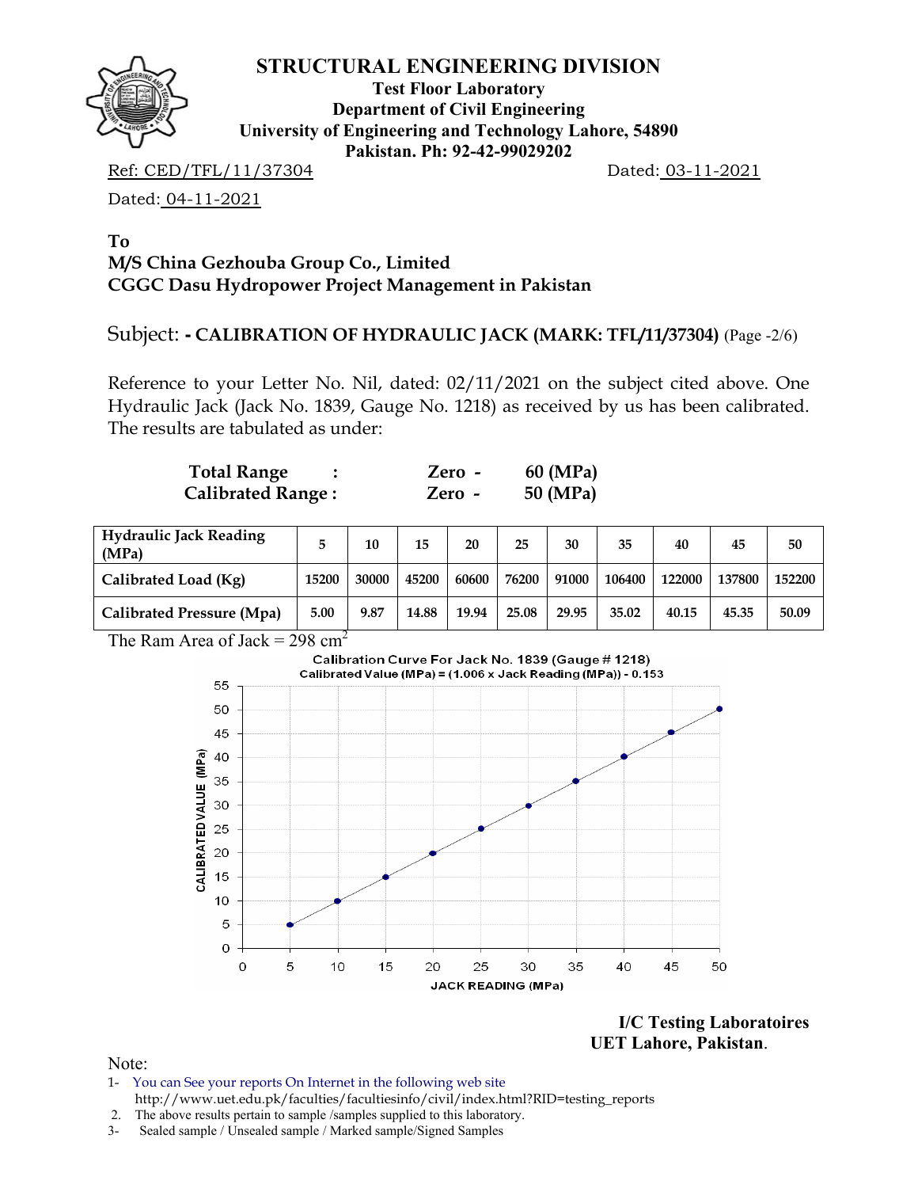# STRUCTURAL ENGINEERING DIVISION

**Test Floor Laboratory**
**Department of Civil Engineering**
**University of Engineering and Technology Lahore, 54890**
**Pakistan. Ph: 92-42-99029202**

Ref: CED/TFL/11/37304 Dated: 03-11-2021

Dated: 04-11-2021

**To**
**M/S China Gezhouba Group Co., Limited**
**CGGC Dasu Hydropower Project Management in Pakistan**

Subject: - **CALIBRATION OF HYDRAULIC JACK (MARK: TFL/11/37304)** (Page -2/6)

Reference to your Letter No. Nil, dated: 02/11/2021 on the subject cited above. One Hydraulic Jack (Jack No. 1839, Gauge No. 1218) as received by us has been calibrated. The results are tabulated as under:

**Total Range : Zero - 60 (MPa)**
**Calibrated Range : Zero - 50 (MPa)**

| **Hydraulic Jack Reading (MPa)** | **5** | **10** | **15** | **20** | **25** | **30** | **35** | **40** | **45** | **50** |
|---|---|---|---|---|---|---|---|---|---|---|
| **Calibrated Load (Kg)** | **15200** | **30000** | **45200** | **60600** | **76200** | **91000** | **106400** | **122000** | **137800** | **152200** |
| **Calibrated Pressure (Mpa)** | **5.00** | **9.87** | **14.88** | **19.94** | **25.08** | **29.95** | **35.02** | **40.15** | **45.35** | **50.09** |

The Ram Area of Jack = 298 $cm^2$

Calibration Curve For Jack No. 1839 (Gauge # 1218)
Calibrated Value (MPa) = (1.006 x Jack Reading (MPa)) - 0.153

**I/C Testing Laboratoires**
**UET Lahore, Pakistan.**

Note:
1- You can See your reports On Internet in the following web site
http://www.uet.edu.pk/faculties/facultiesinfo/civil/index.html?RID=testing_reports
2. The above results pertain to sample /samples supplied to this laboratory.
3- Sealed sample / Unsealed sample / Marked sample/Signed Samples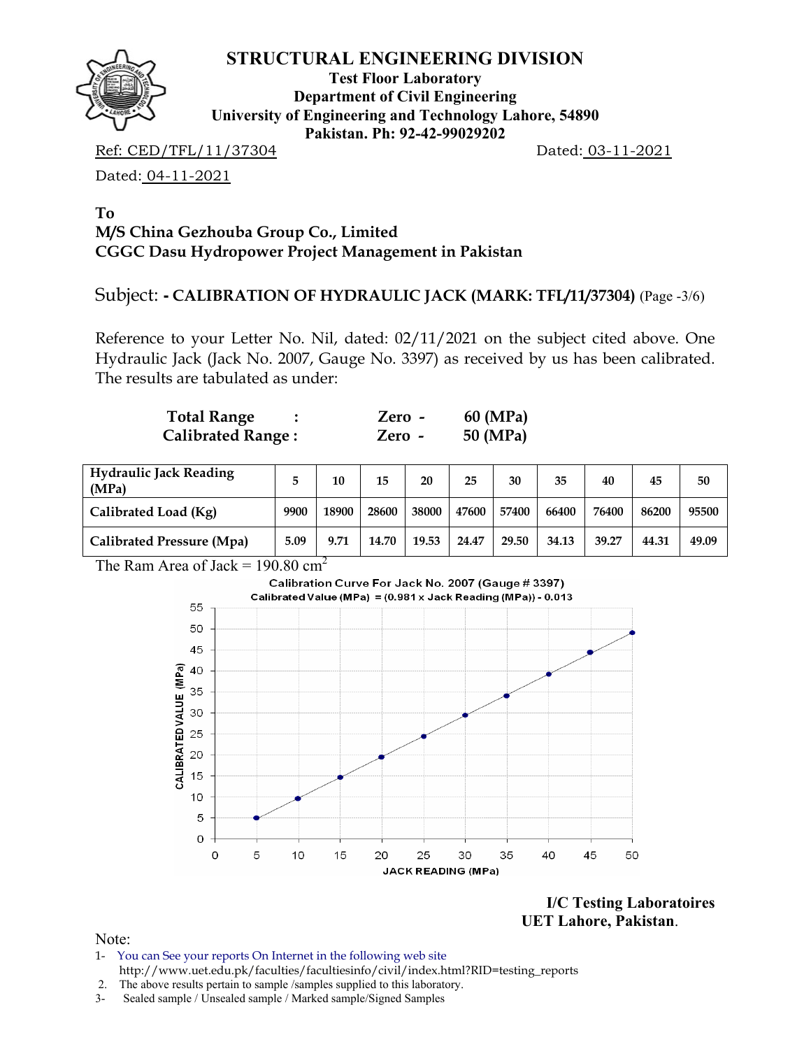# STRUCTURAL ENGINEERING DIVISION

**Test Floor Laboratory**
**Department of Civil Engineering**
**University of Engineering and Technology Lahore, 54890**
**Pakistan. Ph: 92-42-99029202**

Ref: CED/TFL/11/37304 Dated: 03-11-2021

Dated: 04-11-2021

**To**
**M/S China Gezhouba Group Co., Limited**
**CGGC Dasu Hydropower Project Management in Pakistan**

Subject: **- CALIBRATION OF HYDRAULIC JACK (MARK: TFL/11/37304)** (Page -3/6)

Reference to your Letter No. Nil, dated: 02/11/2021 on the subject cited above. One Hydraulic Jack (Jack No. 2007, Gauge No. 3397) as received by us has been calibrated. The results are tabulated as under:

**Total Range : Zero - 60 (MPa)**
**Calibrated Range : Zero - 50 (MPa)**

| Hydraulic Jack Reading (MPa) | 5 | 10 | 15 | 20 | 25 | 30 | 35 | 40 | 45 | 50 |
|---|---|---|---|---|---|---|---|---|---|---|
| Calibrated Load (Kg) | 9900 | 18900 | 28600 | 38000 | 47600 | 57400 | 66400 | 76400 | 86200 | 95500 |
| Calibrated Pressure (Mpa) | 5.09 | 9.71 | 14.70 | 19.53 | 24.47 | 29.50 | 34.13 | 39.27 | 44.31 | 49.09 |

The Ram Area of Jack = 190.80 $cm^2$

Calibration Curve For Jack No. 2007 (Gauge # 3397)
Calibrated Value (MPa) = (0.981 x Jack Reading (MPa)) - 0.013

**I/C Testing Laboratoires**
**UET Lahore, Pakistan**.

Note:
1- You can See your reports On Internet in the following web site
http://www.uet.edu.pk/faculties/facultiesinfo/civil/index.html?RID=testing_reports
2. The above results pertain to sample /samples supplied to this laboratory.
3- Sealed sample / Unsealed sample / Marked sample/Signed Samples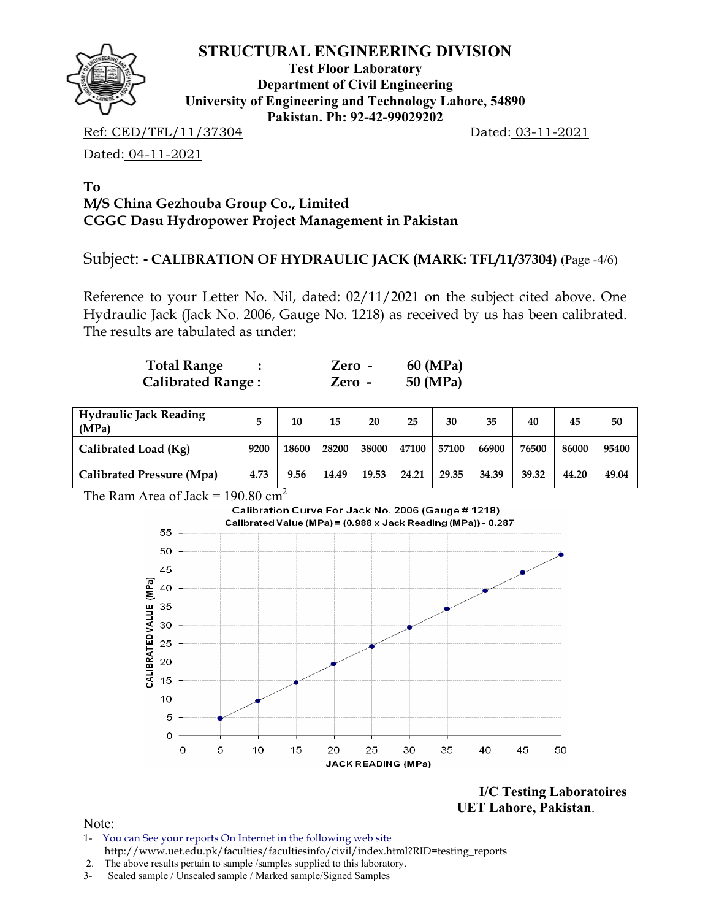# STRUCTURAL ENGINEERING DIVISION

**Test Floor Laboratory**
**Department of Civil Engineering**
**University of Engineering and Technology Lahore, 54890**
**Pakistan. Ph: 92-42-99029202**

Ref: CED/TFL/11/37304 Dated: 03-11-2021

Dated: 04-11-2021

**To**
**M/S China Gezhouba Group Co., Limited**
**CGGC Dasu Hydropower Project Management in Pakistan**

Subject: **- CALIBRATION OF HYDRAULIC JACK (MARK: TFL/11/37304)** (Page -4/6)

Reference to your Letter No. Nil, dated: 02/11/2021 on the subject cited above. One Hydraulic Jack (Jack No. 2006, Gauge No. 1218) as received by us has been calibrated. The results are tabulated as under:

**Total Range : Zero - 60 (MPa)**
**Calibrated Range : Zero - 50 (MPa)**

| Hydraulic Jack Reading (MPa) | 5 | 10 | 15 | 20 | 25 | 30 | 35 | 40 | 45 | 50 |
|---|---|---|---|---|---|---|---|---|---|---|
| Calibrated Load (Kg) | 9200 | 18600 | 28200 | 38000 | 47100 | 57100 | 66900 | 76500 | 86000 | 95400 |
| Calibrated Pressure (Mpa) | 4.73 | 9.56 | 14.49 | 19.53 | 24.21 | 29.35 | 34.39 | 39.32 | 44.20 | 49.04 |

The Ram Area of Jack = 190.80 $cm^2$

Calibration Curve For Jack No. 2006 (Gauge # 1218)
Calibrated Value (MPa) = (0.988 x Jack Reading (MPa)) - 0.287

**I/C Testing Laboratoires**
**UET Lahore, Pakistan**.

Note:
1- You can See your reports On Internet in the following web site
http://www.uet.edu.pk/faculties/facultiesinfo/civil/index.html?RID=testing_reports
2. The above results pertain to sample /samples supplied to this laboratory.
3- Sealed sample / Unsealed sample / Marked sample/Signed Samples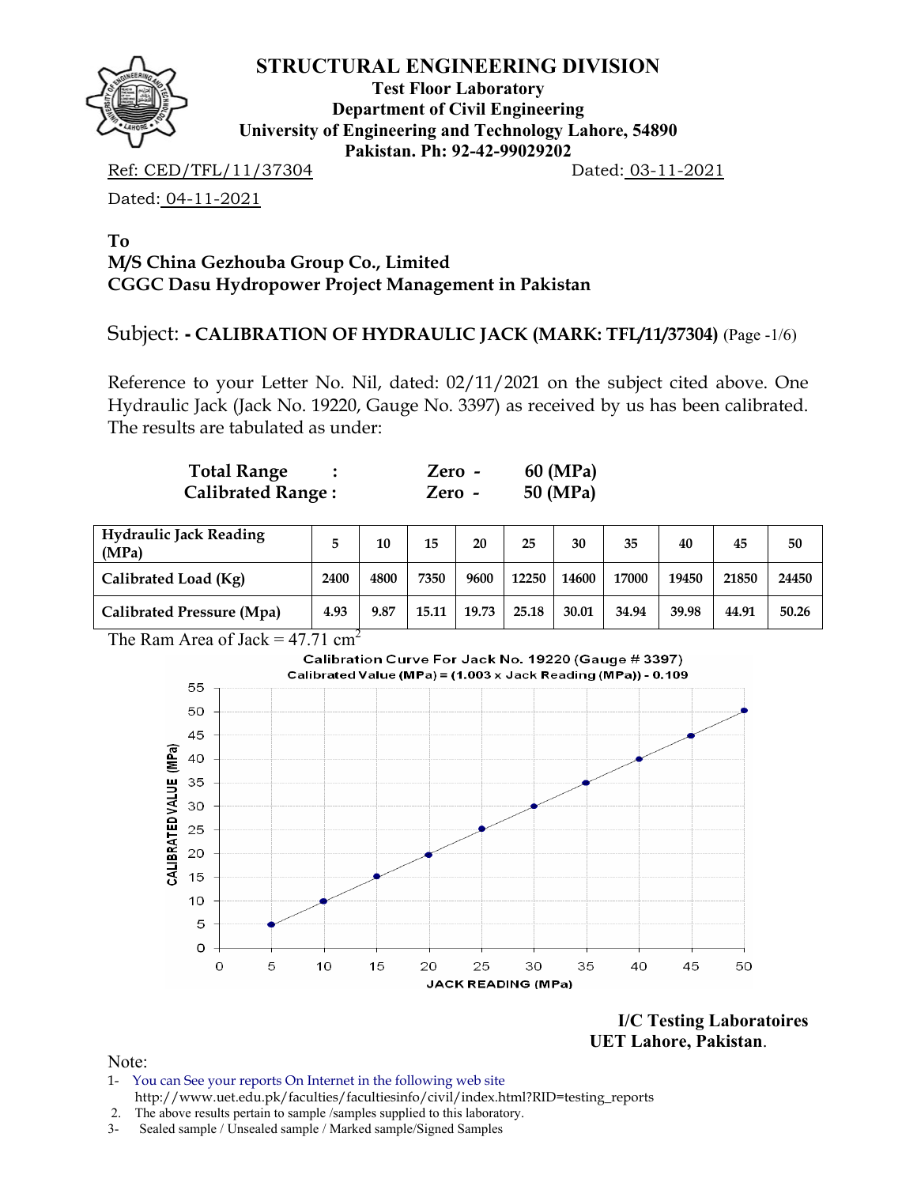# STRUCTURAL ENGINEERING DIVISION

**Test Floor Laboratory**
**Department of Civil Engineering**
**University of Engineering and Technology Lahore, 54890**
**Pakistan. Ph: 92-42-99029202**

Ref: CED/TFL/11/37304 Dated: 03-11-2021

Dated: 04-11-2021

**To**
**M/S China Gezhouba Group Co., Limited**
**CGGC Dasu Hydropower Project Management in Pakistan**

Subject: **- CALIBRATION OF HYDRAULIC JACK (MARK: TFL/11/37304)** (Page -1/6)

Reference to your Letter No. Nil, dated: 02/11/2021 on the subject cited above. One Hydraulic Jack (Jack No. 19220, Gauge No. 3397) as received by us has been calibrated. The results are tabulated as under:

**Total Range :** Zero - 60 (MPa)
**Calibrated Range :** Zero - 50 (MPa)

| Hydraulic Jack Reading (MPa) | 5 | 10 | 15 | 20 | 25 | 30 | 35 | 40 | 45 | 50 |
|---|---|---|---|---|---|---|---|---|---|---|
| Calibrated Load (Kg) | 2400 | 4800 | 7350 | 9600 | 12250 | 14600 | 17000 | 19450 | 21850 | 24450 |
| Calibrated Pressure (Mpa) | 4.93 | 9.87 | 15.11 | 19.73 | 25.18 | 30.01 | 34.94 | 39.98 | 44.91 | 50.26 |

The Ram Area of Jack = 47.71 $cm^2$

Calibration Curve For Jack No. 19220 (Gauge # 3397)
Calibrated Value (MPa) = (1.003 x Jack Reading (MPa)) - 0.109

**I/C Testing Laboratoires**
**UET Lahore, Pakistan**.

Note:
1- You can See your reports On Internet in the following web site http://www.uet.edu.pk/faculties/facultiesinfo/civil/index.html?RID=testing_reports
2. The above results pertain to sample /samples supplied to this laboratory.
3- Sealed sample / Unsealed sample / Marked sample/Signed Samples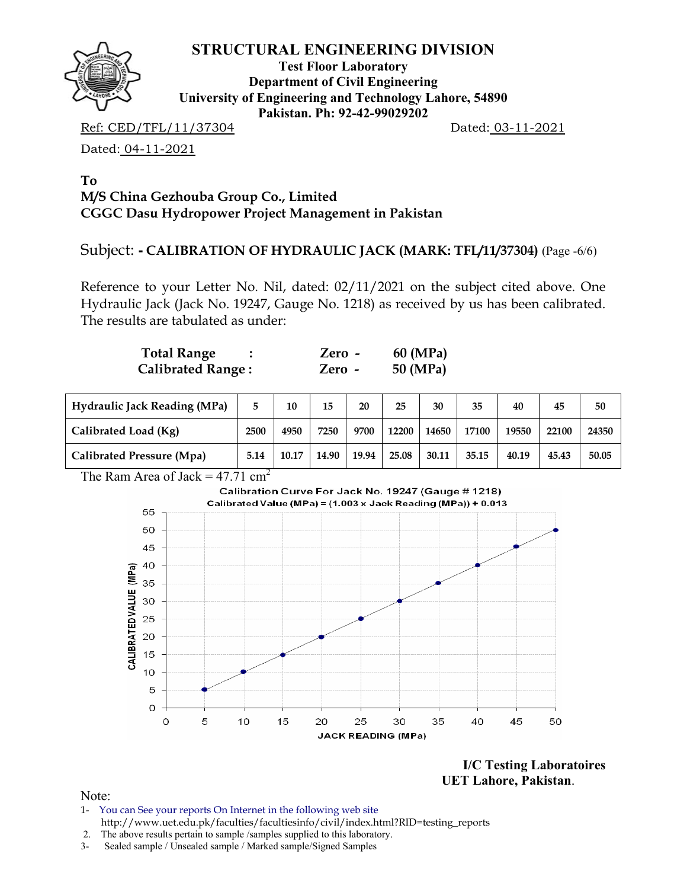# STRUCTURAL ENGINEERING DIVISION

**Test Floor Laboratory**
**Department of Civil Engineering**
**University of Engineering and Technology Lahore, 54890**
**Pakistan. Ph: 92-42-99029202**

Ref: CED/TFL/11/37304 Dated: 03-11-2021

Dated: 04-11-2021

**To**
**M/S China Gezhouba Group Co., Limited**
**CGGC Dasu Hydropower Project Management in Pakistan**

Subject: **- CALIBRATION OF HYDRAULIC JACK (MARK: TFL/11/37304)** (Page -6/6)

Reference to your Letter No. Nil, dated: 02/11/2021 on the subject cited above. One Hydraulic Jack (Jack No. 19247, Gauge No. 1218) as received by us has been calibrated. The results are tabulated as under:

**Total Range : Zero - 60 (MPa)**
**Calibrated Range : Zero - 50 (MPa)**

| Hydraulic Jack Reading (MPa) | 5 | 10 | 15 | 20 | 25 | 30 | 35 | 40 | 45 | 50 |
|---|---|---|---|---|---|---|---|---|---|---|
| Calibrated Load (Kg) | 2500 | 4950 | 7250 | 9700 | 12200 | 14650 | 17100 | 19550 | 22100 | 24350 |
| Calibrated Pressure (Mpa) | 5.14 | 10.17 | 14.90 | 19.94 | 25.08 | 30.11 | 35.15 | 40.19 | 45.43 | 50.05 |

The Ram Area of Jack = 47.71 $cm^2$

Calibration Curve For Jack No. 19247 (Gauge # 1218)
Calibrated Value (MPa) = (1.003 x Jack Reading (MPa)) + 0.013

**I/C Testing Laboratoires**
**UET Lahore, Pakistan.**

Note:
1- You can See your reports On Internet in the following web site
http://www.uet.edu.pk/faculties/facultiesinfo/civil/index.html?RID=testing_reports
2. The above results pertain to sample /samples supplied to this laboratory.
3- Sealed sample / Unsealed sample / Marked sample/Signed Samples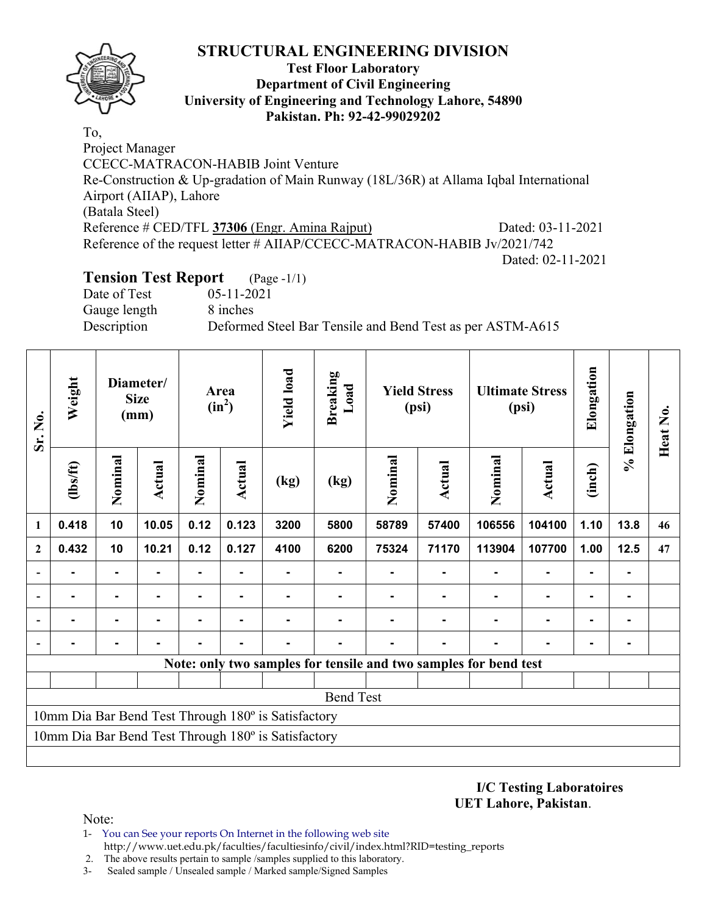# STRUCTURAL ENGINEERING DIVISION

**Test Floor Laboratory**
**Department of Civil Engineering**
**University of Engineering and Technology Lahore, 54890**
**Pakistan. Ph: 92-42-99029202**

To,
Project Manager
CCECC-MATRACON-HABIB Joint Venture
Re-Construction & Up-gradation of Main Runway (18L/36R) at Allama Iqbal International Airport (AIIAP), Lahore
(Batala Steel)
Reference # CED/TFL **37306** (Engr. Amina Rajput) Dated: 03-11-2021
Reference of the request letter # AIIAP/CCECC-MATRACON-HABIB Jv/2021/742
Dated: 02-11-2021

## Tension Test Report (Page -1/1)

Date of Test 05-11-2021
Gauge length 8 inches
Description Deformed Steel Bar Tensile and Bend Test as per ASTM-A615

| Sr. No. | Weight | Diameter/ Size (mm) | | Area ($in^2$) | | Yield load | Breaking Load | Yield Stress (psi) | | Ultimate Stress (psi) | | Elongation | % Elongation | Heat No. |
|---|---|---|---|---|---|---|---|---|---|---|---|---|---|---|
| | (lbs/ft) | Nominal | Actual | Nominal | Actual | (kg) | (kg) | Nominal | Actual | Nominal | Actual | (inch) | | |
| 1 | 0.418 | 10 | 10.05 | 0.12 | 0.123 | 3200 | 5800 | 58789 | 57400 | 106556 | 104100 | 1.10 | 13.8 | 46 |
| 2 | 0.432 | 10 | 10.21 | 0.12 | 0.127 | 4100 | 6200 | 75324 | 71170 | 113904 | 107700 | 1.00 | 12.5 | 47 |
| - | - | - | - | - | - | - | - | - | - | - | - | - | - | |
| - | - | - | - | - | - | - | - | - | - | - | - | - | - | |
| - | - | - | - | - | - | - | - | - | - | - | - | - | - | |
| - | - | - | - | - | - | - | - | - | - | - | - | - | - | |

**Note: only two samples for tensile and two samples for bend test**

Bend Test

10mm Dia Bar Bend Test Through 180º is Satisfactory

10mm Dia Bar Bend Test Through 180º is Satisfactory

**I/C Testing Laboratoires**
**UET Lahore, Pakistan**.

Note:
1- You can See your reports On Internet in the following web site
http://www.uet.edu.pk/faculties/facultiesinfo/civil/index.html?RID=testing_reports
2. The above results pertain to sample /samples supplied to this laboratory.
3- Sealed sample / Unsealed sample / Marked sample/Signed Samples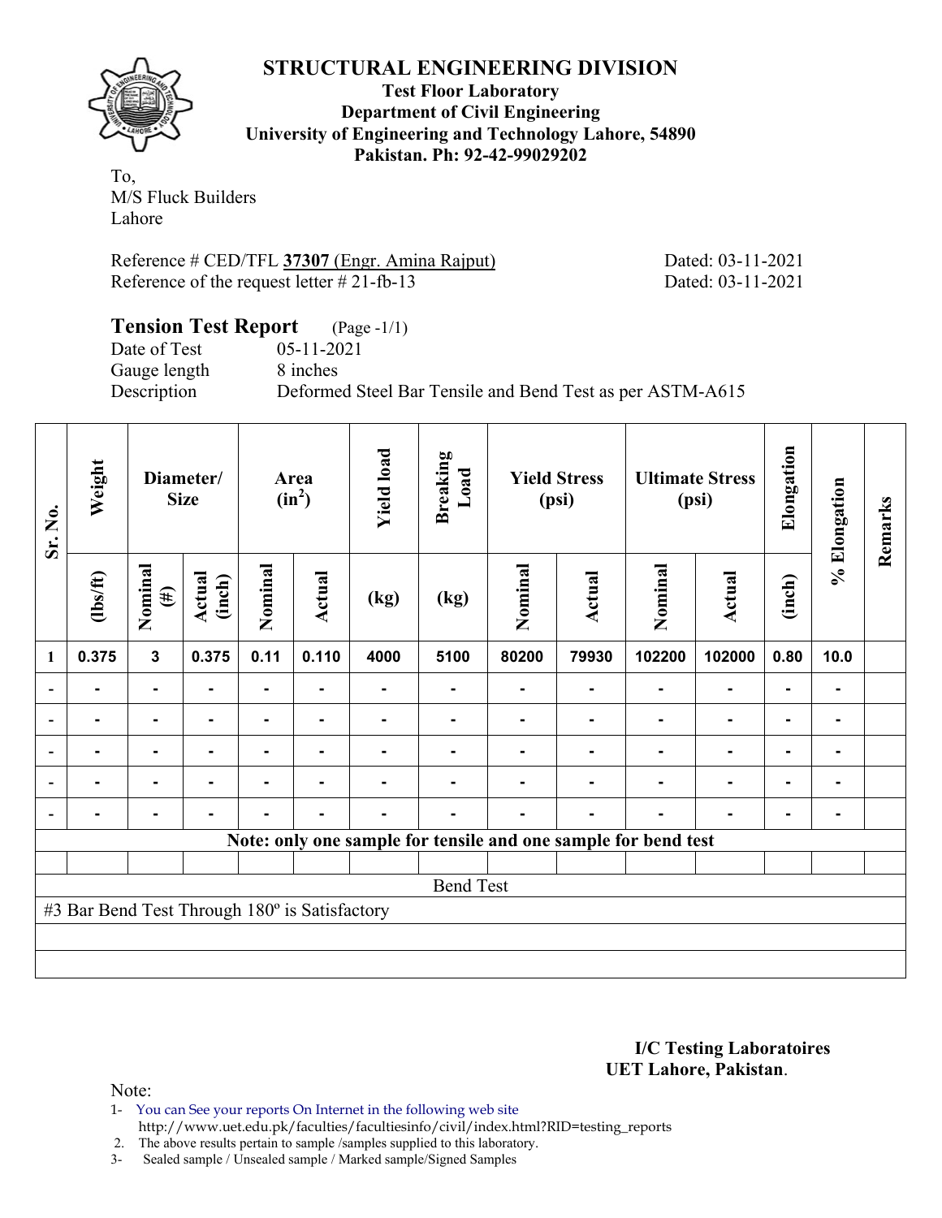# STRUCTURAL ENGINEERING DIVISION

**Test Floor Laboratory**
**Department of Civil Engineering**
**University of Engineering and Technology Lahore, 54890**
**Pakistan. Ph: 92-42-99029202**

To,
M/S Fluck Builders
Lahore

Reference # CED/TFL **37307** (Engr. Amina Rajput) Dated: 03-11-2021
Reference of the request letter # 21-fb-13 Dated: 03-11-2021

## Tension Test Report (Page -1/1)

Date of Test 05-11-2021
Gauge length 8 inches
Description Deformed Steel Bar Tensile and Bend Test as per ASTM-A615

| Sr. No. | Weight | Diameter/ Size | | Area ($in^2$) | | Yield load | Breaking Load | Yield Stress (psi) | | Ultimate Stress (psi) | | Elongation | % Elongation | Remarks |
|---|---|---|---|---|---|---|---|---|---|---|---|---|---|---|
| | (lbs/ft) | Nominal (#) | Actual (inch) | Nominal | Actual | (kg) | (kg) | Nominal | Actual | Nominal | Actual | (inch) | | |
| 1 | 0.375 | 3 | 0.375 | 0.11 | 0.110 | 4000 | 5100 | 80200 | 79930 | 102200 | 102000 | 0.80 | 10.0 | |
| - | - | - | - | - | - | - | - | - | - | - | - | - | - | |
| - | - | - | - | - | - | - | - | - | - | - | - | - | - | |
| - | - | - | - | - | - | - | - | - | - | - | - | - | - | |
| - | - | - | - | - | - | - | - | - | - | - | - | - | - | |
| - | - | - | - | - | - | - | - | - | - | - | - | - | - | |
| Note: only one sample for tensile and one sample for bend test | | | | | | | | | | | | | | |
| Bend Test | | | | | | | | | | | | | | |
| #3 Bar Bend Test Through 180º is Satisfactory | | | | | | | | | | | | | | |

**I/C Testing Laboratoires**
**UET Lahore, Pakistan**.

Note:
1- You can See your reports On Internet in the following web site
http://www.uet.edu.pk/faculties/facultiesinfo/civil/index.html?RID=testing_reports
2. The above results pertain to sample /samples supplied to this laboratory.
3- Sealed sample / Unsealed sample / Marked sample/Signed Samples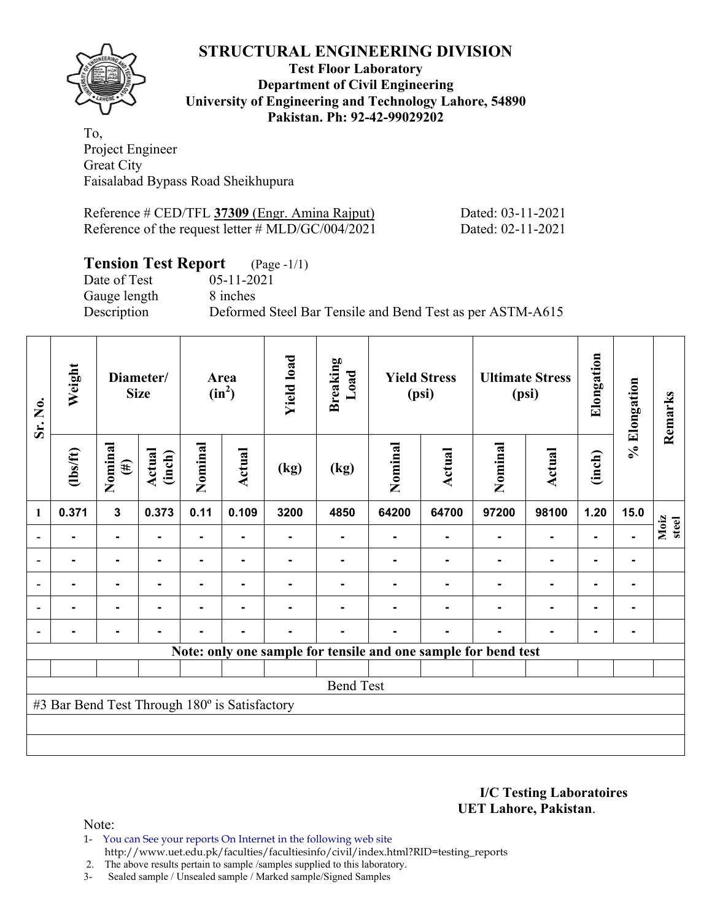# STRUCTURAL ENGINEERING DIVISION

**Test Floor Laboratory**
**Department of Civil Engineering**
**University of Engineering and Technology Lahore, 54890**
**Pakistan. Ph: 92-42-99029202**

To,
Project Engineer
Great City
Faisalabad Bypass Road Sheikhupura

Reference # CED/TFL **37309** (Engr. Amina Rajput) Dated: 03-11-2021
Reference of the request letter # MLD/GC/004/2021 Dated: 02-11-2021

## Tension Test Report (Page -1/1)

Date of Test 05-11-2021
Gauge length 8 inches
Description Deformed Steel Bar Tensile and Bend Test as per ASTM-A615

| Sr. No. | Weight | Diameter/ Size | | Area ($in^2$) | | Yield load | Breaking Load | Yield Stress (psi) | | Ultimate Stress (psi) | | Elongation | % Elongation | Remarks |
|---|---|---|---|---|---|---|---|---|---|---|---|---|---|---|
| | (lbs/ft) | Nominal (#) | Actual (inch) | Nominal | Actual | (kg) | (kg) | Nominal | Actual | Nominal | Actual | (inch) | | |
| 1 | 0.371 | 3 | 0.373 | 0.11 | 0.109 | 3200 | 4850 | 64200 | 64700 | 97200 | 98100 | 1.20 | 15.0 | Moiz steel |
| - | - | - | - | - | - | - | - | - | - | - | - | - | - | |
| - | - | - | - | - | - | - | - | - | - | - | - | - | - | |
| - | - | - | - | - | - | - | - | - | - | - | - | - | - | |
| - | - | - | - | - | - | - | - | - | - | - | - | - | - | |
| - | - | - | - | - | - | - | - | - | - | - | - | - | - | |
| **Note: only one sample for tensile and one sample for bend test** | | | | | | | | | | | | | | |
| Bend Test | | | | | | | | | | | | | | |
| #3 Bar Bend Test Through 180º is Satisfactory | | | | | | | | | | | | | | |

**I/C Testing Laboratoires**
**UET Lahore, Pakistan**.

Note:
1- You can See your reports On Internet in the following web site
 http://www.uet.edu.pk/faculties/facultiesinfo/civil/index.html?RID=testing_reports
2. The above results pertain to sample /samples supplied to this laboratory.
3- Sealed sample / Unsealed sample / Marked sample/Signed Samples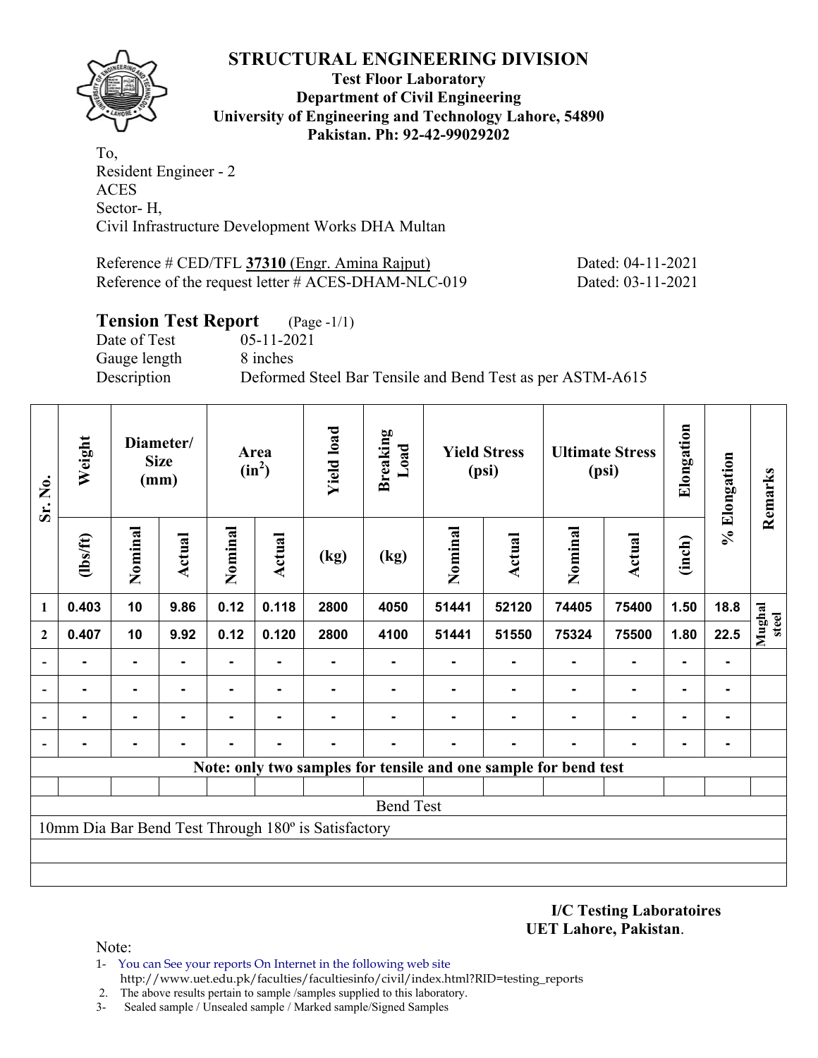# STRUCTURAL ENGINEERING DIVISION

**Test Floor Laboratory**
**Department of Civil Engineering**
**University of Engineering and Technology Lahore, 54890**
**Pakistan. Ph: 92-42-99029202**

To,
Resident Engineer - 2
ACES
Sector- H,
Civil Infrastructure Development Works DHA Multan

Reference # CED/TFL **37310** (Engr. Amina Rajput) Dated: 04-11-2021
Reference of the request letter # ACES-DHAM-NLC-019 Dated: 03-11-2021

## Tension Test Report (Page -1/1)

Date of Test 05-11-2021
Gauge length 8 inches
Description Deformed Steel Bar Tensile and Bend Test as per ASTM-A615

| Sr. No. | Weight | Diameter/ Size (mm) | | Area ($in^2$) | | Yield load | Breaking Load | Yield Stress (psi) | | Ultimate Stress (psi) | | Elongation | % Elongation | Remarks |
|---|---|---|---|---|---|---|---|---|---|---|---|---|---|---|
| | (lbs/ft) | Nominal | Actual | Nominal | Actual | (kg) | (kg) | Nominal | Actual | Nominal | Actual | (inch) | | |
| 1 | 0.403 | 10 | 9.86 | 0.12 | 0.118 | 2800 | 4050 | 51441 | 52120 | 74405 | 75400 | 1.50 | 18.8 | Mughal steel |
| 2 | 0.407 | 10 | 9.92 | 0.12 | 0.120 | 2800 | 4100 | 51441 | 51550 | 75324 | 75500 | 1.80 | 22.5 | |
| - | - | - | - | - | - | - | - | - | - | - | - | - | - | |
| - | - | - | - | - | - | - | - | - | - | - | - | - | - | |
| - | - | - | - | - | - | - | - | - | - | - | - | - | - | |
| - | - | - | - | - | - | - | - | - | - | - | - | - | - | |
| **Note: only two samples for tensile and one sample for bend test** | | | | | | | | | | | | | | |
| Bend Test | | | | | | | | | | | | | | |
| 10mm Dia Bar Bend Test Through 180º is Satisfactory | | | | | | | | | | | | | | |

**I/C Testing Laboratoires**
**UET Lahore, Pakistan**.

Note:

1- You can See your reports On Internet in the following web site
http://www.uet.edu.pk/faculties/facultiesinfo/civil/index.html?RID=testing_reports
2. The above results pertain to sample /samples supplied to this laboratory.
3- Sealed sample / Unsealed sample / Marked sample/Signed Samples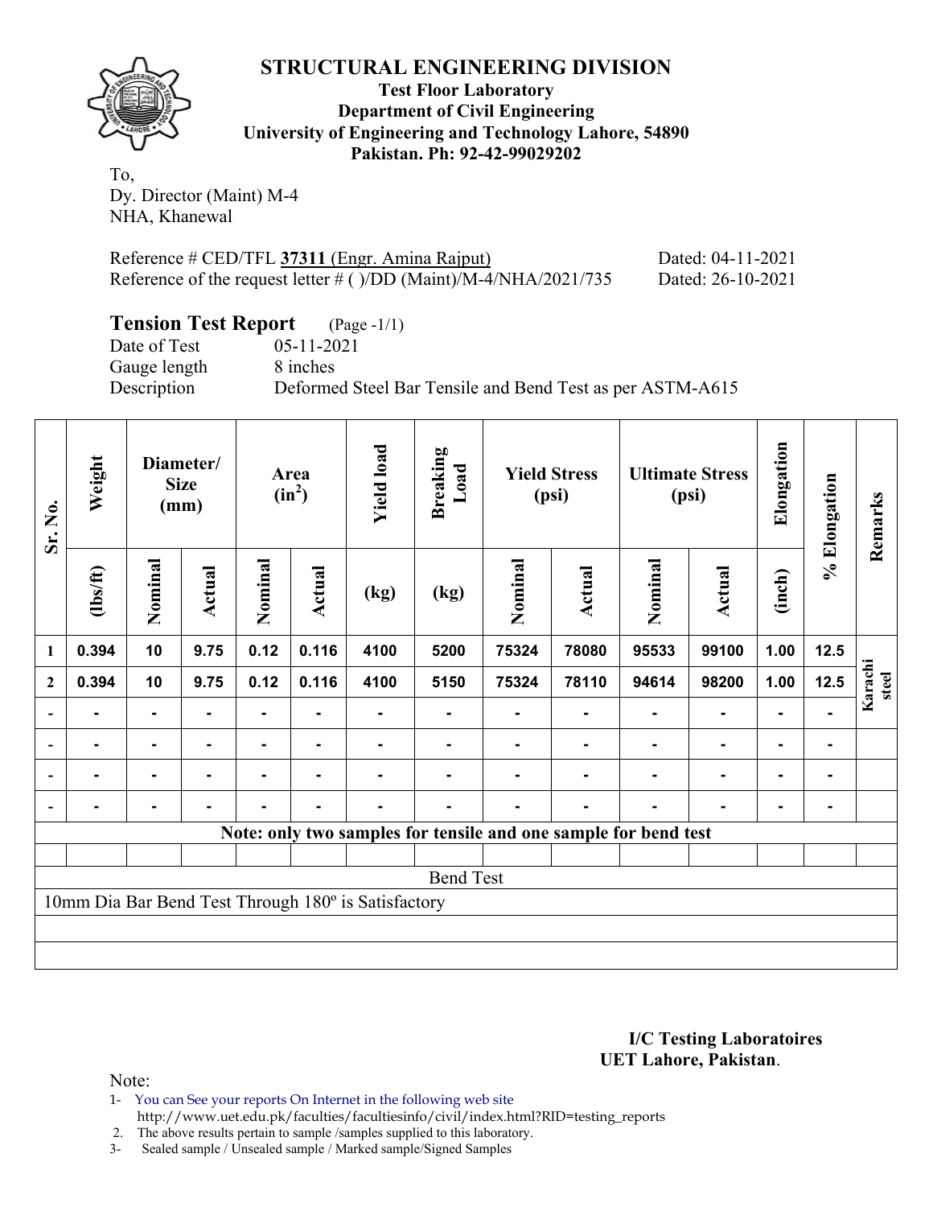# STRUCTURAL ENGINEERING DIVISION

**Test Floor Laboratory**
**Department of Civil Engineering**
**University of Engineering and Technology Lahore, 54890**
**Pakistan. Ph: 92-42-99029202**

To,
Dy. Director (Maint) M-4
NHA, Khanewal

Reference # CED/TFL **37311** (Engr. Amina Rajput) Dated: 04-11-2021
Reference of the request letter # ( )/DD (Maint)/M-4/NHA/2021/735 Dated: 26-10-2021

## Tension Test Report (Page -1/1)

Date of Test 05-11-2021
Gauge length 8 inches
Description Deformed Steel Bar Tensile and Bend Test as per ASTM-A615

| Sr. No. | Weight | Diameter/ Size (mm) | | Area ($in^2$) | | Yield load | Breaking Load | Yield Stress (psi) | | Ultimate Stress (psi) | | Elongation | % Elongation | Remarks |
|---|---|---|---|---|---|---|---|---|---|---|---|---|---|---|
| | (lbs/ft) | Nominal | Actual | Nominal | Actual | (kg) | (kg) | Nominal | Actual | Nominal | Actual | (inch) | | |
| 1 | 0.394 | 10 | 9.75 | 0.12 | 0.116 | 4100 | 5200 | 75324 | 78080 | 95533 | 99100 | 1.00 | 12.5 | Karachi steel |
| 2 | 0.394 | 10 | 9.75 | 0.12 | 0.116 | 4100 | 5150 | 75324 | 78110 | 94614 | 98200 | 1.00 | 12.5 | |
| - | - | - | - | - | - | - | - | - | - | - | - | - | - | |
| - | - | - | - | - | - | - | - | - | - | - | - | - | - | |
| - | - | - | - | - | - | - | - | - | - | - | - | - | - | |
| - | - | - | - | - | - | - | - | - | - | - | - | - | - | |
| Note: only two samples for tensile and one sample for bend test | | | | | | | | | | | | | | |
| Bend Test | | | | | | | | | | | | | | |
| 10mm Dia Bar Bend Test Through 180º is Satisfactory | | | | | | | | | | | | | | |

**I/C Testing Laboratoires**
**UET Lahore, Pakistan**.

Note:
1- You can See your reports On Internet in the following web site
http://www.uet.edu.pk/faculties/facultiesinfo/civil/index.html?RID=testing_reports
2. The above results pertain to sample /samples supplied to this laboratory.
3- Sealed sample / Unsealed sample / Marked sample/Signed Samples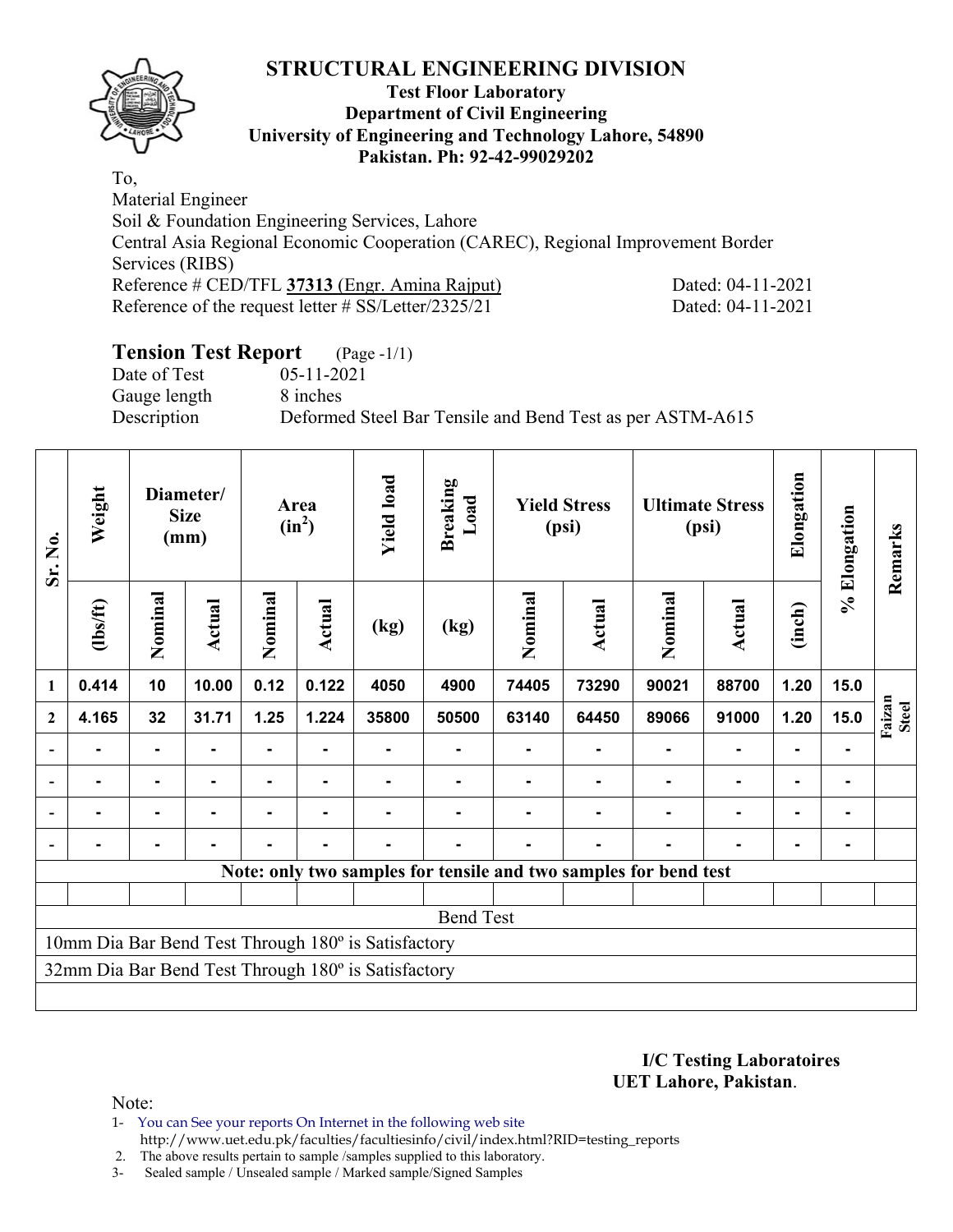# STRUCTURAL ENGINEERING DIVISION

**Test Floor Laboratory**
**Department of Civil Engineering**
**University of Engineering and Technology Lahore, 54890**
**Pakistan. Ph: 92-42-99029202**

To,
Material Engineer
Soil & Foundation Engineering Services, Lahore
Central Asia Regional Economic Cooperation (CAREC), Regional Improvement Border Services (RIBS)
Reference # CED/TFL **37313** (Engr. Amina Rajput) Dated: 04-11-2021
Reference of the request letter # SS/Letter/2325/21 Dated: 04-11-2021

## Tension Test Report (Page -1/1)

Date of Test 05-11-2021
Gauge length 8 inches
Description Deformed Steel Bar Tensile and Bend Test as per ASTM-A615

| Sr. No. | Weight | Diameter/ Size (mm) | | Area ($in^2$) | | Yield load | Breaking Load | Yield Stress (psi) | | Ultimate Stress (psi) | | Elongation | % Elongation | Remarks |
|---|---|---|---|---|---|---|---|---|---|---|---|---|---|---|
| | (lbs/ft) | Nominal | Actual | Nominal | Actual | (kg) | (kg) | Nominal | Actual | Nominal | Actual | (inch) | | |
| 1 | 0.414 | 10 | 10.00 | 0.12 | 0.122 | 4050 | 4900 | 74405 | 73290 | 90021 | 88700 | 1.20 | 15.0 | Faizan Steel |
| 2 | 4.165 | 32 | 31.71 | 1.25 | 1.224 | 35800 | 50500 | 63140 | 64450 | 89066 | 91000 | 1.20 | 15.0 | |
| - | - | - | - | - | - | - | - | - | - | - | - | - | - | |
| - | - | - | - | - | - | - | - | - | - | - | - | - | - | |
| - | - | - | - | - | - | - | - | - | - | - | - | - | - | |
| - | - | - | - | - | - | - | - | - | - | - | - | - | - | |

**Note: only two samples for tensile and two samples for bend test**

Bend Test

10mm Dia Bar Bend Test Through 180º is Satisfactory

32mm Dia Bar Bend Test Through 180º is Satisfactory

**I/C Testing Laboratoires**
**UET Lahore, Pakistan**.

Note:
1- You can See your reports On Internet in the following web site
 http://www.uet.edu.pk/faculties/facultiesinfo/civil/index.html?RID=testing_reports
2. The above results pertain to sample /samples supplied to this laboratory.
3- Sealed sample / Unsealed sample / Marked sample/Signed Samples